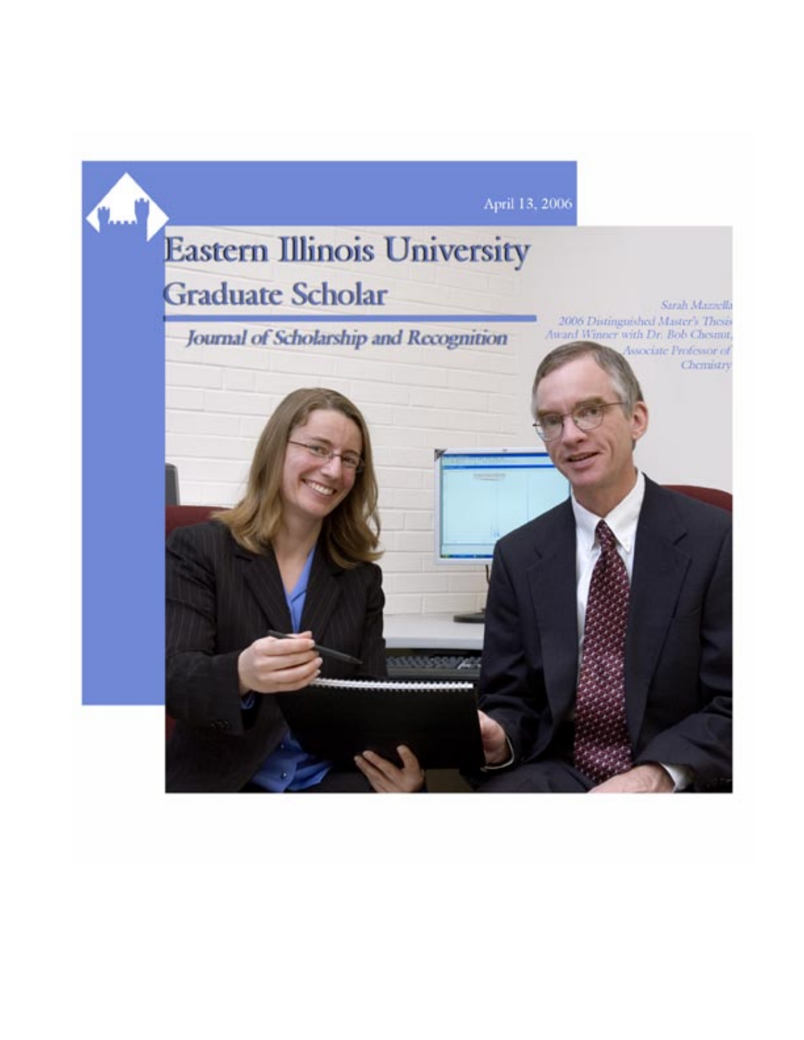April 13, 2006

# Eastern Illinois University

## Graduate Scholar

### *Journal of Scholarship and Recognition*

*Sarah Mazzella*
*2006 Distinguished Master's Thesis Award Winner with Dr. Bob Chesnut, Associate Professor of Chemistry*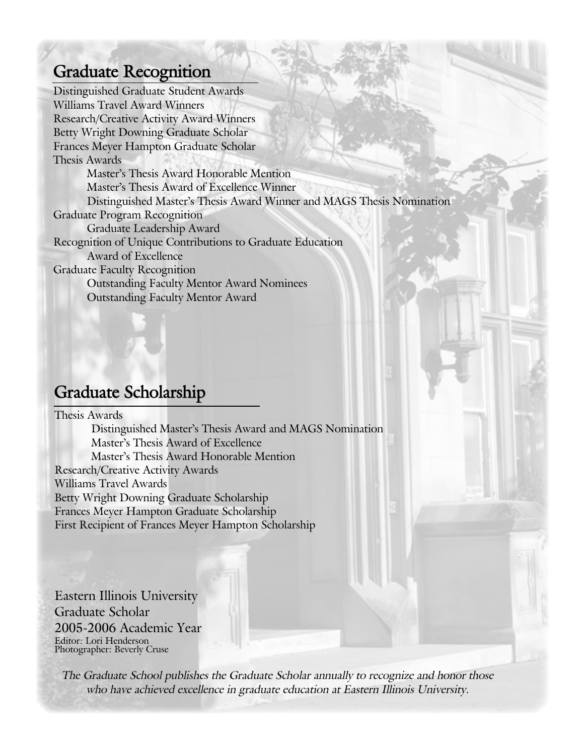## Graduate Recognition

Distinguished Graduate Student Awards
Williams Travel Award Winners
Research/Creative Activity Award Winners
Betty Wright Downing Graduate Scholar
Frances Meyer Hampton Graduate Scholar
Thesis Awards
- Master's Thesis Award Honorable Mention
- Master's Thesis Award of Excellence Winner
- Distinguished Master's Thesis Award Winner and MAGS Thesis Nomination

Graduate Program Recognition
- Graduate Leadership Award

Recognition of Unique Contributions to Graduate Education
- Award of Excellence

Graduate Faculty Recognition
- Outstanding Faculty Mentor Award Nominees
- Outstanding Faculty Mentor Award

## Graduate Scholarship

Thesis Awards
- Distinguished Master's Thesis Award and MAGS Nomination
- Master's Thesis Award of Excellence
- Master's Thesis Award Honorable Mention

Research/Creative Activity Awards
Williams Travel Awards
Betty Wright Downing Graduate Scholarship
Frances Meyer Hampton Graduate Scholarship
First Recipient of Frances Meyer Hampton Scholarship

Eastern Illinois University
Graduate Scholar
2005-2006 Academic Year
Editor: Lori Henderson
Photographer: Beverly Cruse

*The Graduate School publishes the Graduate Scholar annually to recognize and honor those who have achieved excellence in graduate education at Eastern Illinois University.*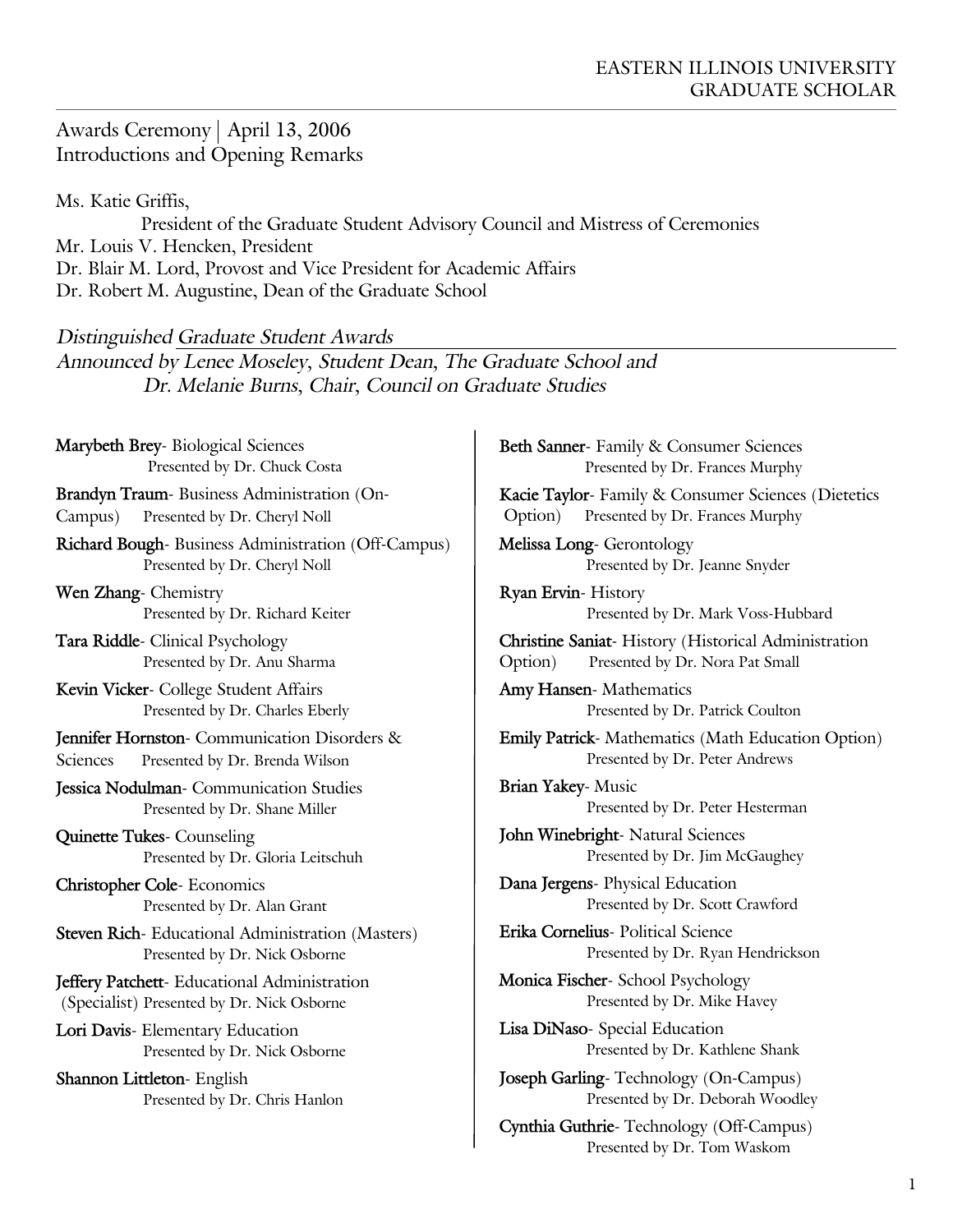Awards Ceremony | April 13, 2006
Introductions and Opening Remarks

Ms. Katie Griffis,
President of the Graduate Student Advisory Council and Mistress of Ceremonies
Mr. Louis V. Hencken, President
Dr. Blair M. Lord, Provost and Vice President for Academic Affairs
Dr. Robert M. Augustine, Dean of the Graduate School

## *Distinguished Graduate Student Awards*

*Announced by Lenee Moseley, Student Dean, The Graduate School and Dr. Melanie Burns, Chair, Council on Graduate Studies*

**Marybeth Brey**- Biological Sciences
Presented by Dr. Chuck Costa

**Brandyn Traum**- Business Administration (On-Campus) Presented by Dr. Cheryl Noll

**Richard Bough**- Business Administration (Off-Campus)
Presented by Dr. Cheryl Noll

**Wen Zhang**- Chemistry
Presented by Dr. Richard Keiter

**Tara Riddle**- Clinical Psychology
Presented by Dr. Anu Sharma

**Kevin Vicker**- College Student Affairs
Presented by Dr. Charles Eberly

**Jennifer Hornston**- Communication Disorders & Sciences Presented by Dr. Brenda Wilson

**Jessica Nodulman**- Communication Studies
Presented by Dr. Shane Miller

**Quinette Tukes**- Counseling
Presented by Dr. Gloria Leitschuh

**Christopher Cole**- Economics
Presented by Dr. Alan Grant

**Steven Rich**- Educational Administration (Masters)
Presented by Dr. Nick Osborne

**Jeffery Patchett**- Educational Administration (Specialist) Presented by Dr. Nick Osborne

**Lori Davis**- Elementary Education
Presented by Dr. Nick Osborne

**Shannon Littleton**- English
Presented by Dr. Chris Hanlon

**Beth Sanner**- Family & Consumer Sciences
Presented by Dr. Frances Murphy

**Kacie Taylor**- Family & Consumer Sciences (Dietetics Option) Presented by Dr. Frances Murphy

**Melissa Long**- Gerontology
Presented by Dr. Jeanne Snyder

**Ryan Ervin**- History
Presented by Dr. Mark Voss-Hubbard

**Christine Saniat**- History (Historical Administration Option) Presented by Dr. Nora Pat Small

**Amy Hansen**- Mathematics
Presented by Dr. Patrick Coulton

**Emily Patrick**- Mathematics (Math Education Option)
Presented by Dr. Peter Andrews

**Brian Yakey**- Music
Presented by Dr. Peter Hesterman

**John Winebright**- Natural Sciences
Presented by Dr. Jim McGaughey

**Dana Jergens**- Physical Education
Presented by Dr. Scott Crawford

**Erika Cornelius**- Political Science
Presented by Dr. Ryan Hendrickson

**Monica Fischer**- School Psychology
Presented by Dr. Mike Havey

**Lisa DiNaso**- Special Education
Presented by Dr. Kathlene Shank

**Joseph Garling**- Technology (On-Campus)
Presented by Dr. Deborah Woodley

**Cynthia Guthrie**- Technology (Off-Campus)
Presented by Dr. Tom Waskom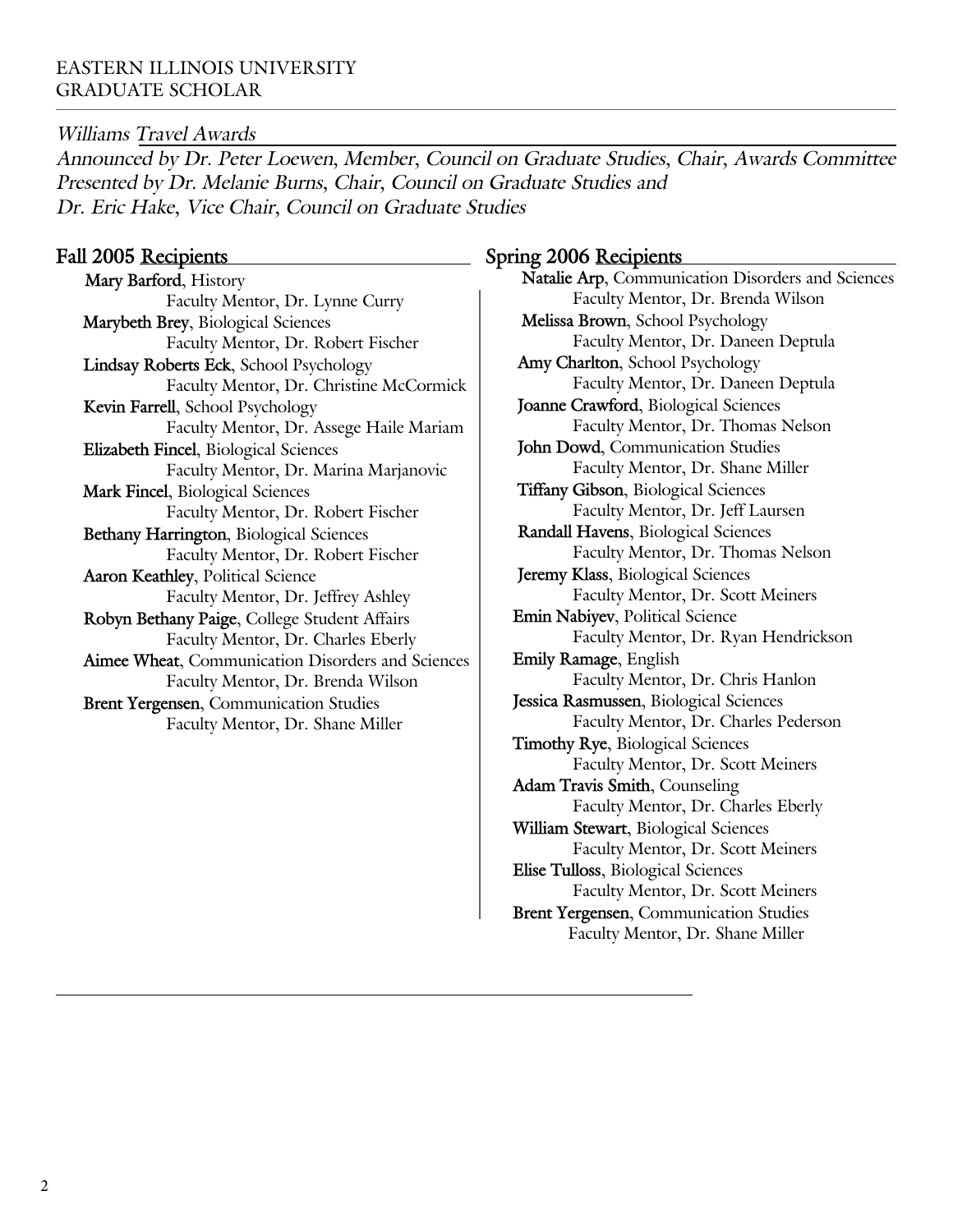## Williams Travel Awards

*Announced by Dr. Peter Loewen, Member, Council on Graduate Studies, Chair, Awards Committee*
*Presented by Dr. Melanie Burns, Chair, Council on Graduate Studies and*
*Dr. Eric Hake, Vice Chair, Council on Graduate Studies*

### Fall 2005 Recipients

**Mary Barford**, History
Faculty Mentor, Dr. Lynne Curry

**Marybeth Brey**, Biological Sciences
Faculty Mentor, Dr. Robert Fischer

**Lindsay Roberts Eck**, School Psychology
Faculty Mentor, Dr. Christine McCormick

**Kevin Farrell**, School Psychology
Faculty Mentor, Dr. Assege Haile Mariam

**Elizabeth Fincel**, Biological Sciences
Faculty Mentor, Dr. Marina Marjanovic

**Mark Fincel**, Biological Sciences
Faculty Mentor, Dr. Robert Fischer

**Bethany Harrington**, Biological Sciences
Faculty Mentor, Dr. Robert Fischer

**Aaron Keathley**, Political Science
Faculty Mentor, Dr. Jeffrey Ashley

**Robyn Bethany Paige**, College Student Affairs
Faculty Mentor, Dr. Charles Eberly

**Aimee Wheat**, Communication Disorders and Sciences
Faculty Mentor, Dr. Brenda Wilson

**Brent Yergensen**, Communication Studies
Faculty Mentor, Dr. Shane Miller

### Spring 2006 Recipients

**Natalie Arp**, Communication Disorders and Sciences
Faculty Mentor, Dr. Brenda Wilson

**Melissa Brown**, School Psychology
Faculty Mentor, Dr. Daneen Deptula

**Amy Charlton**, School Psychology
Faculty Mentor, Dr. Daneen Deptula

**Joanne Crawford**, Biological Sciences
Faculty Mentor, Dr. Thomas Nelson

**John Dowd**, Communication Studies
Faculty Mentor, Dr. Shane Miller

**Tiffany Gibson**, Biological Sciences
Faculty Mentor, Dr. Jeff Laursen

**Randall Havens**, Biological Sciences
Faculty Mentor, Dr. Thomas Nelson

**Jeremy Klass**, Biological Sciences
Faculty Mentor, Dr. Scott Meiners

**Emin Nabiyev**, Political Science
Faculty Mentor, Dr. Ryan Hendrickson

**Emily Ramage**, English
Faculty Mentor, Dr. Chris Hanlon

**Jessica Rasmussen**, Biological Sciences
Faculty Mentor, Dr. Charles Pederson

**Timothy Rye**, Biological Sciences
Faculty Mentor, Dr. Scott Meiners

**Adam Travis Smith**, Counseling
Faculty Mentor, Dr. Charles Eberly

**William Stewart**, Biological Sciences
Faculty Mentor, Dr. Scott Meiners

**Elise Tulloss**, Biological Sciences
Faculty Mentor, Dr. Scott Meiners

**Brent Yergensen**, Communication Studies
Faculty Mentor, Dr. Shane Miller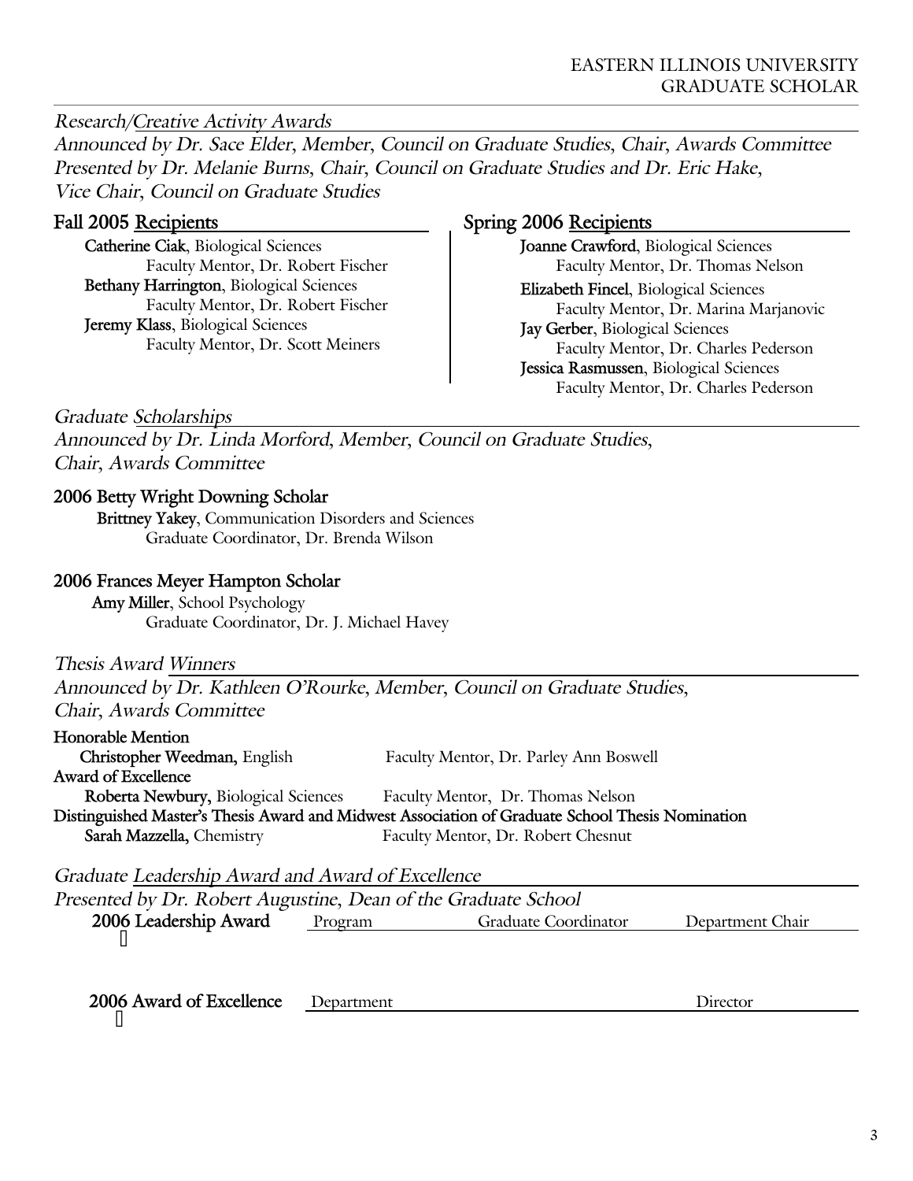## *Research/Creative Activity Awards*

*Announced by Dr. Sace Elder, Member, Council on Graduate Studies, Chair, Awards Committee*
*Presented by Dr. Melanie Burns, Chair, Council on Graduate Studies and Dr. Eric Hake, Vice Chair, Council on Graduate Studies*

### Fall 2005 Recipients

**Catherine Ciak**, Biological Sciences
Faculty Mentor, Dr. Robert Fischer

**Bethany Harrington**, Biological Sciences
Faculty Mentor, Dr. Robert Fischer

**Jeremy Klass**, Biological Sciences
Faculty Mentor, Dr. Scott Meiners

### Spring 2006 Recipients

**Joanne Crawford**, Biological Sciences
Faculty Mentor, Dr. Thomas Nelson

**Elizabeth Fincel**, Biological Sciences
Faculty Mentor, Dr. Marina Marjanovic

**Jay Gerber**, Biological Sciences
Faculty Mentor, Dr. Charles Pederson

**Jessica Rasmussen**, Biological Sciences
Faculty Mentor, Dr. Charles Pederson

## *Graduate Scholarships*

*Announced by Dr. Linda Morford, Member, Council on Graduate Studies, Chair, Awards Committee*

### 2006 Betty Wright Downing Scholar

**Brittney Yakey**, Communication Disorders and Sciences
Graduate Coordinator, Dr. Brenda Wilson

### 2006 Frances Meyer Hampton Scholar

**Amy Miller**, School Psychology
Graduate Coordinator, Dr. J. Michael Havey

## *Thesis Award Winners*

*Announced by Dr. Kathleen O'Rourke, Member, Council on Graduate Studies, Chair, Awards Committee*

**Honorable Mention**

**Christopher Weedman,** English — Faculty Mentor, Dr. Parley Ann Boswell

**Award of Excellence**

**Roberta Newbury,** Biological Sciences — Faculty Mentor, Dr. Thomas Nelson

**Distinguished Master's Thesis Award and Midwest Association of Graduate School Thesis Nomination**

**Sarah Mazzella,** Chemistry — Faculty Mentor, Dr. Robert Chesnut

## *Graduate Leadership Award and Award of Excellence*

*Presented by Dr. Robert Augustine, Dean of the Graduate School*

| 2006 Leadership Award | Program | Graduate Coordinator | Department Chair |
|---|---|---|---|
| | | | |

| 2006 Award of Excellence | Department | Director |
|---|---|---|
| | | |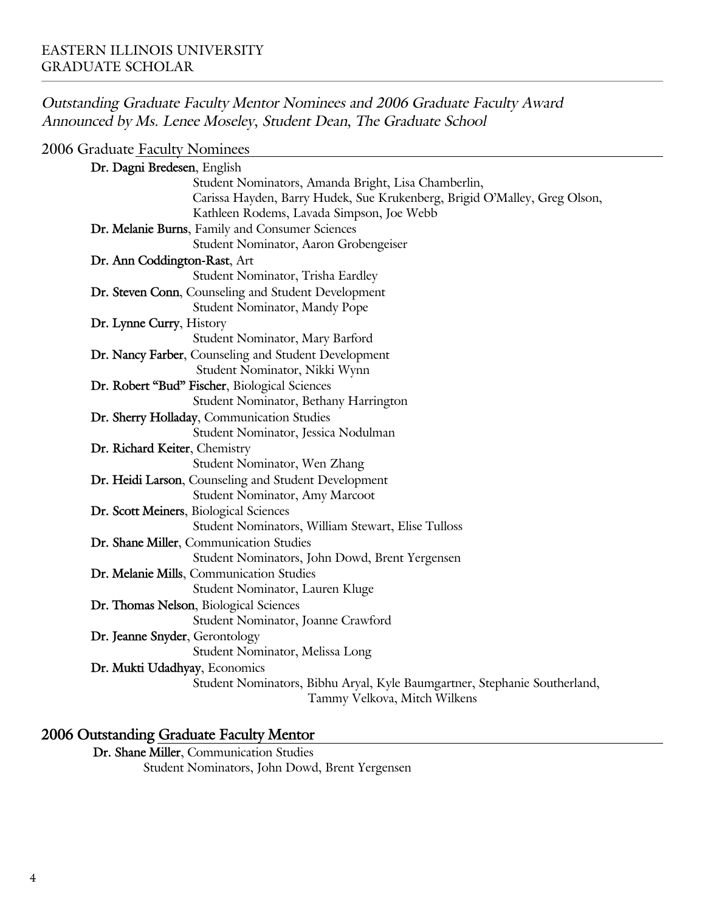*Outstanding Graduate Faculty Mentor Nominees and 2006 Graduate Faculty Award Announced by Ms. Lenee Moseley, Student Dean, The Graduate School*

## 2006 Graduate Faculty Nominees

**Dr. Dagni Bredesen**, English
Student Nominators, Amanda Bright, Lisa Chamberlin, Carissa Hayden, Barry Hudek, Sue Krukenberg, Brigid O'Malley, Greg Olson, Kathleen Rodems, Lavada Simpson, Joe Webb

**Dr. Melanie Burns**, Family and Consumer Sciences
Student Nominator, Aaron Grobengeiser

**Dr. Ann Coddington-Rast**, Art
Student Nominator, Trisha Eardley

**Dr. Steven Conn**, Counseling and Student Development
Student Nominator, Mandy Pope

**Dr. Lynne Curry**, History
Student Nominator, Mary Barford

**Dr. Nancy Farber**, Counseling and Student Development
Student Nominator, Nikki Wynn

**Dr. Robert "Bud" Fischer**, Biological Sciences
Student Nominator, Bethany Harrington

**Dr. Sherry Holladay**, Communication Studies
Student Nominator, Jessica Nodulman

**Dr. Richard Keiter**, Chemistry
Student Nominator, Wen Zhang

**Dr. Heidi Larson**, Counseling and Student Development
Student Nominator, Amy Marcoot

**Dr. Scott Meiners**, Biological Sciences
Student Nominators, William Stewart, Elise Tulloss

**Dr. Shane Miller**, Communication Studies
Student Nominators, John Dowd, Brent Yergensen

**Dr. Melanie Mills**, Communication Studies
Student Nominator, Lauren Kluge

**Dr. Thomas Nelson**, Biological Sciences
Student Nominator, Joanne Crawford

**Dr. Jeanne Snyder**, Gerontology
Student Nominator, Melissa Long

**Dr. Mukti Udadhyay**, Economics
Student Nominators, Bibhu Aryal, Kyle Baumgartner, Stephanie Southerland, Tammy Velkova, Mitch Wilkens

## 2006 Outstanding Graduate Faculty Mentor

**Dr. Shane Miller**, Communication Studies
Student Nominators, John Dowd, Brent Yergensen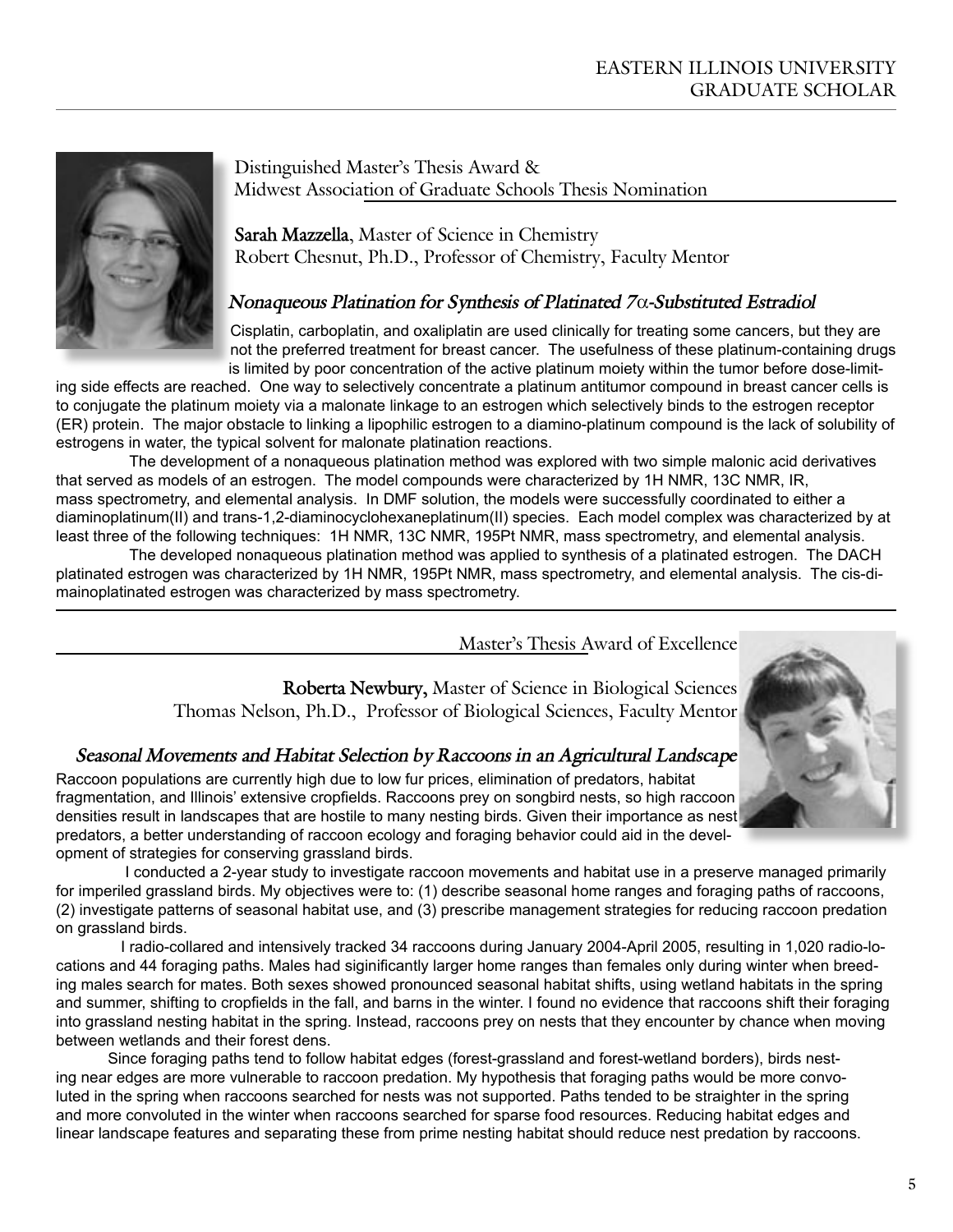## Distinguished Master's Thesis Award & Midwest Association of Graduate Schools Thesis Nomination

**Sarah Mazzella**, Master of Science in Chemistry
Robert Chesnut, Ph.D., Professor of Chemistry, Faculty Mentor

### *Nonaqueous Platination for Synthesis of Platinated 7α-Substituted Estradiol*

Cisplatin, carboplatin, and oxaliplatin are used clinically for treating some cancers, but they are not the preferred treatment for breast cancer. The usefulness of these platinum-containing drugs is limited by poor concentration of the active platinum moiety within the tumor before dose-limiting side effects are reached. One way to selectively concentrate a platinum antitumor compound in breast cancer cells is to conjugate the platinum moiety via a malonate linkage to an estrogen which selectively binds to the estrogen receptor (ER) protein. The major obstacle to linking a lipophilic estrogen to a diamino-platinum compound is the lack of solubility of estrogens in water, the typical solvent for malonate platination reactions.

The development of a nonaqueous platination method was explored with two simple malonic acid derivatives that served as models of an estrogen. The model compounds were characterized by 1H NMR, 13C NMR, IR, mass spectrometry, and elemental analysis. In DMF solution, the models were successfully coordinated to either a diaminoplatinum(II) and trans-1,2-diaminocyclohexaneplatinum(II) species. Each model complex was characterized by at least three of the following techniques: 1H NMR, 13C NMR, 195Pt NMR, mass spectrometry, and elemental analysis.

The developed nonaqueous platination method was applied to synthesis of a platinated estrogen. The DACH platinated estrogen was characterized by 1H NMR, 195Pt NMR, mass spectrometry, and elemental analysis. The cis-dimainoplatinated estrogen was characterized by mass spectrometry.

## Master's Thesis Award of Excellence

**Roberta Newbury,** Master of Science in Biological Sciences
Thomas Nelson, Ph.D., Professor of Biological Sciences, Faculty Mentor

### *Seasonal Movements and Habitat Selection by Raccoons in an Agricultural Landscape*

Raccoon populations are currently high due to low fur prices, elimination of predators, habitat fragmentation, and Illinois' extensive cropfields. Raccoons prey on songbird nests, so high raccoon densities result in landscapes that are hostile to many nesting birds. Given their importance as nest predators, a better understanding of raccoon ecology and foraging behavior could aid in the development of strategies for conserving grassland birds.

I conducted a 2-year study to investigate raccoon movements and habitat use in a preserve managed primarily for imperiled grassland birds. My objectives were to: (1) describe seasonal home ranges and foraging paths of raccoons, (2) investigate patterns of seasonal habitat use, and (3) prescribe management strategies for reducing raccoon predation on grassland birds.

I radio-collared and intensively tracked 34 raccoons during January 2004-April 2005, resulting in 1,020 radio-locations and 44 foraging paths. Males had siginificantly larger home ranges than females only during winter when breeding males search for mates. Both sexes showed pronounced seasonal habitat shifts, using wetland habitats in the spring and summer, shifting to cropfields in the fall, and barns in the winter. I found no evidence that raccoons shift their foraging into grassland nesting habitat in the spring. Instead, raccoons prey on nests that they encounter by chance when moving between wetlands and their forest dens.

Since foraging paths tend to follow habitat edges (forest-grassland and forest-wetland borders), birds nesting near edges are more vulnerable to raccoon predation. My hypothesis that foraging paths would be more convoluted in the spring when raccoons searched for nests was not supported. Paths tended to be straighter in the spring and more convoluted in the winter when raccoons searched for sparse food resources. Reducing habitat edges and linear landscape features and separating these from prime nesting habitat should reduce nest predation by raccoons.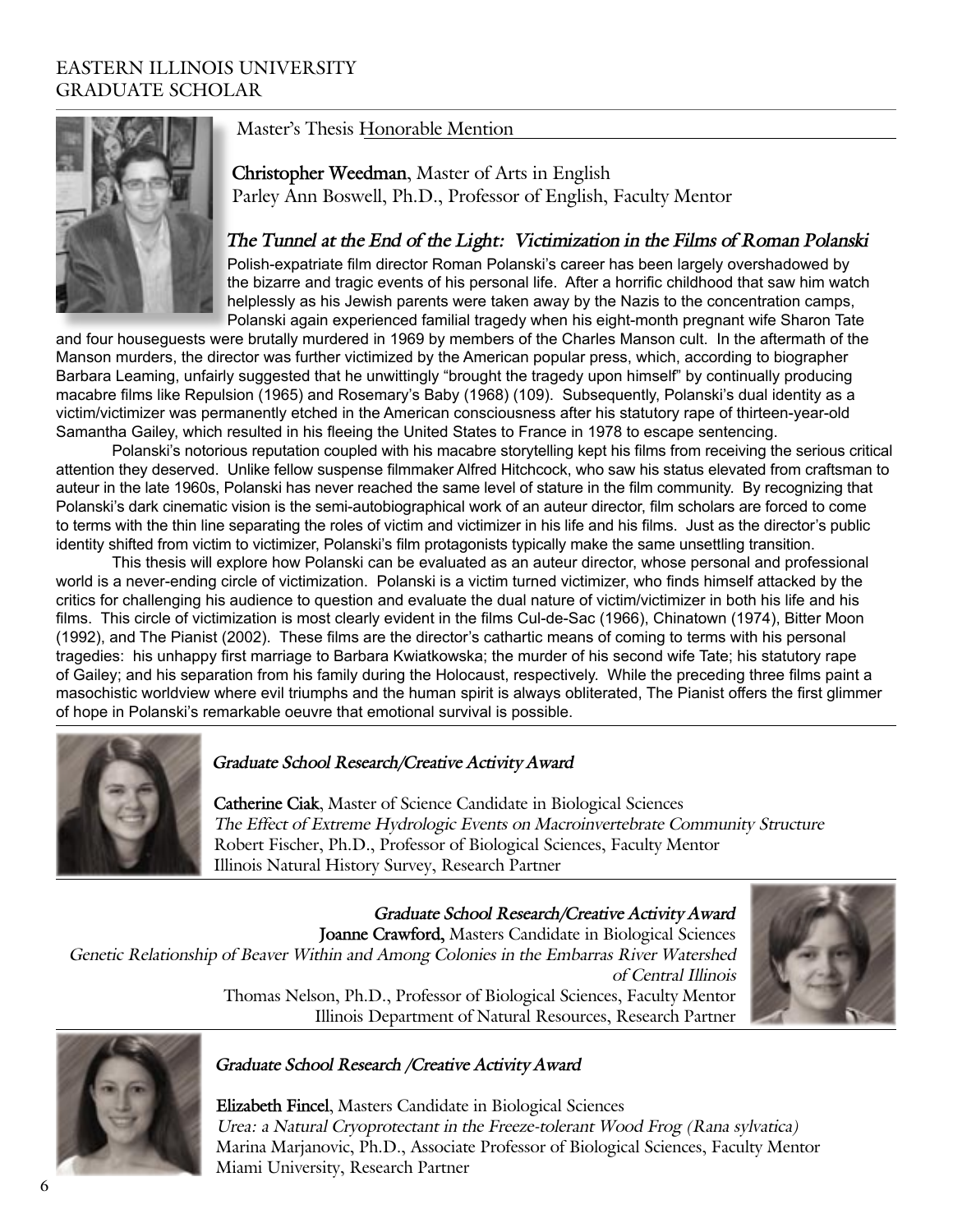EASTERN ILLINOIS UNIVERSITY
GRADUATE SCHOLAR

Master's Thesis Honorable Mention

**Christopher Weedman**, Master of Arts in English
Parley Ann Boswell, Ph.D., Professor of English, Faculty Mentor

### *The Tunnel at the End of the Light: Victimization in the Films of Roman Polanski*

Polish-expatriate film director Roman Polanski's career has been largely overshadowed by the bizarre and tragic events of his personal life. After a horrific childhood that saw him watch helplessly as his Jewish parents were taken away by the Nazis to the concentration camps, Polanski again experienced familial tragedy when his eight-month pregnant wife Sharon Tate and four houseguests were brutally murdered in 1969 by members of the Charles Manson cult. In the aftermath of the Manson murders, the director was further victimized by the American popular press, which, according to biographer Barbara Leaming, unfairly suggested that he unwittingly "brought the tragedy upon himself" by continually producing macabre films like Repulsion (1965) and Rosemary's Baby (1968) (109). Subsequently, Polanski's dual identity as a victim/victimizer was permanently etched in the American consciousness after his statutory rape of thirteen-year-old Samantha Gailey, which resulted in his fleeing the United States to France in 1978 to escape sentencing.

Polanski's notorious reputation coupled with his macabre storytelling kept his films from receiving the serious critical attention they deserved. Unlike fellow suspense filmmaker Alfred Hitchcock, who saw his status elevated from craftsman to auteur in the late 1960s, Polanski has never reached the same level of stature in the film community. By recognizing that Polanski's dark cinematic vision is the semi-autobiographical work of an auteur director, film scholars are forced to come to terms with the thin line separating the roles of victim and victimizer in his life and his films. Just as the director's public identity shifted from victim to victimizer, Polanski's film protagonists typically make the same unsettling transition.

This thesis will explore how Polanski can be evaluated as an auteur director, whose personal and professional world is a never-ending circle of victimization. Polanski is a victim turned victimizer, who finds himself attacked by the critics for challenging his audience to question and evaluate the dual nature of victim/victimizer in both his life and his films. This circle of victimization is most clearly evident in the films Cul-de-Sac (1966), Chinatown (1974), Bitter Moon (1992), and The Pianist (2002). These films are the director's cathartic means of coming to terms with his personal tragedies: his unhappy first marriage to Barbara Kwiatkowska; the murder of his second wife Tate; his statutory rape of Gailey; and his separation from his family during the Holocaust, respectively. While the preceding three films paint a masochistic worldview where evil triumphs and the human spirit is always obliterated, The Pianist offers the first glimmer of hope in Polanski's remarkable oeuvre that emotional survival is possible.

---

*Graduate School Research/Creative Activity Award*

**Catherine Ciak**, Master of Science Candidate in Biological Sciences
*The Effect of Extreme Hydrologic Events on Macroinvertebrate Community Structure*
Robert Fischer, Ph.D., Professor of Biological Sciences, Faculty Mentor
Illinois Natural History Survey, Research Partner

---

*Graduate School Research/Creative Activity Award*

**Joanne Crawford,** Masters Candidate in Biological Sciences
*Genetic Relationship of Beaver Within and Among Colonies in the Embarras River Watershed of Central Illinois*
Thomas Nelson, Ph.D., Professor of Biological Sciences, Faculty Mentor
Illinois Department of Natural Resources, Research Partner

---

*Graduate School Research /Creative Activity Award*

**Elizabeth Fincel**, Masters Candidate in Biological Sciences
*Urea: a Natural Cryoprotectant in the Freeze-tolerant Wood Frog (Rana sylvatica)*
Marina Marjanovic, Ph.D., Associate Professor of Biological Sciences, Faculty Mentor
Miami University, Research Partner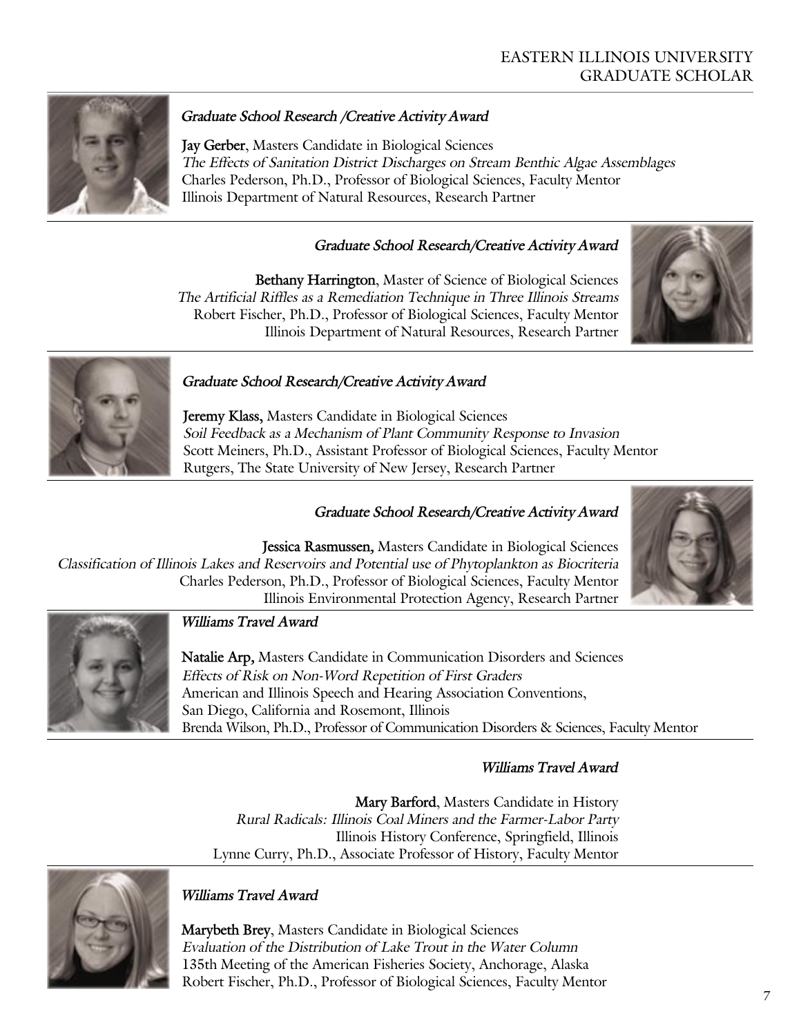### *Graduate School Research /Creative Activity Award*

**Jay Gerber**, Masters Candidate in Biological Sciences
*The Effects of Sanitation District Discharges on Stream Benthic Algae Assemblages*
Charles Pederson, Ph.D., Professor of Biological Sciences, Faculty Mentor
Illinois Department of Natural Resources, Research Partner

### *Graduate School Research/Creative Activity Award*

**Bethany Harrington**, Master of Science of Biological Sciences
*The Artificial Riffles as a Remediation Technique in Three Illinois Streams*
Robert Fischer, Ph.D., Professor of Biological Sciences, Faculty Mentor
Illinois Department of Natural Resources, Research Partner

### *Graduate School Research/Creative Activity Award*

**Jeremy Klass,** Masters Candidate in Biological Sciences
*Soil Feedback as a Mechanism of Plant Community Response to Invasion*
Scott Meiners, Ph.D., Assistant Professor of Biological Sciences, Faculty Mentor
Rutgers, The State University of New Jersey, Research Partner

### *Graduate School Research/Creative Activity Award*

**Jessica Rasmussen,** Masters Candidate in Biological Sciences
*Classification of Illinois Lakes and Reservoirs and Potential use of Phytoplankton as Biocriteria*
Charles Pederson, Ph.D., Professor of Biological Sciences, Faculty Mentor
Illinois Environmental Protection Agency, Research Partner

### *Williams Travel Award*

**Natalie Arp,** Masters Candidate in Communication Disorders and Sciences
*Effects of Risk on Non-Word Repetition of First Graders*
American and Illinois Speech and Hearing Association Conventions,
San Diego, California and Rosemont, Illinois
Brenda Wilson, Ph.D., Professor of Communication Disorders & Sciences, Faculty Mentor

### *Williams Travel Award*

**Mary Barford**, Masters Candidate in History
*Rural Radicals: Illinois Coal Miners and the Farmer-Labor Party*
Illinois History Conference, Springfield, Illinois
Lynne Curry, Ph.D., Associate Professor of History, Faculty Mentor

### *Williams Travel Award*

**Marybeth Brey**, Masters Candidate in Biological Sciences
*Evaluation of the Distribution of Lake Trout in the Water Column*
135th Meeting of the American Fisheries Society, Anchorage, Alaska
Robert Fischer, Ph.D., Professor of Biological Sciences, Faculty Mentor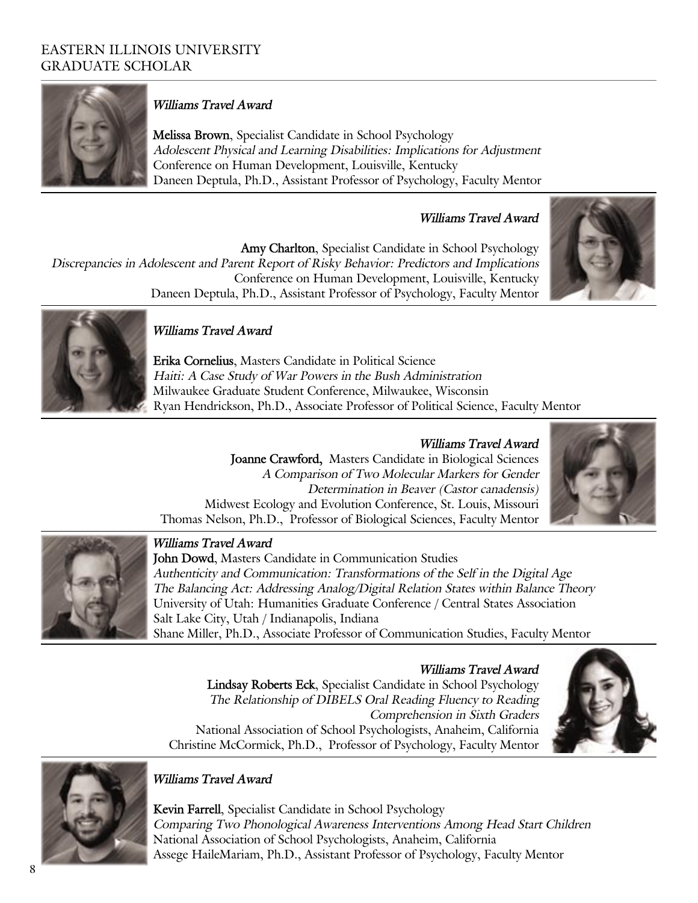*Williams Travel Award*

**Melissa Brown**, Specialist Candidate in School Psychology
*Adolescent Physical and Learning Disabilities: Implications for Adjustment*
Conference on Human Development, Louisville, Kentucky
Daneen Deptula, Ph.D., Assistant Professor of Psychology, Faculty Mentor

---

*Williams Travel Award*

**Amy Charlton**, Specialist Candidate in School Psychology
*Discrepancies in Adolescent and Parent Report of Risky Behavior: Predictors and Implications*
Conference on Human Development, Louisville, Kentucky
Daneen Deptula, Ph.D., Assistant Professor of Psychology, Faculty Mentor

---

*Williams Travel Award*

**Erika Cornelius**, Masters Candidate in Political Science
*Haiti: A Case Study of War Powers in the Bush Administration*
Milwaukee Graduate Student Conference, Milwaukee, Wisconsin
Ryan Hendrickson, Ph.D., Associate Professor of Political Science, Faculty Mentor

---

*Williams Travel Award*

**Joanne Crawford,** Masters Candidate in Biological Sciences
*A Comparison of Two Molecular Markers for Gender Determination in Beaver (Castor canadensis)*
Midwest Ecology and Evolution Conference, St. Louis, Missouri
Thomas Nelson, Ph.D., Professor of Biological Sciences, Faculty Mentor

---

*Williams Travel Award*

**John Dowd**, Masters Candidate in Communication Studies
*Authenticity and Communication: Transformations of the Self in the Digital Age*
*The Balancing Act: Addressing Analog/Digital Relation States within Balance Theory*
University of Utah: Humanities Graduate Conference / Central States Association
Salt Lake City, Utah / Indianapolis, Indiana
Shane Miller, Ph.D., Associate Professor of Communication Studies, Faculty Mentor

---

*Williams Travel Award*

**Lindsay Roberts Eck**, Specialist Candidate in School Psychology
*The Relationship of DIBELS Oral Reading Fluency to Reading Comprehension in Sixth Graders*
National Association of School Psychologists, Anaheim, California
Christine McCormick, Ph.D., Professor of Psychology, Faculty Mentor

---

*Williams Travel Award*

**Kevin Farrell**, Specialist Candidate in School Psychology
*Comparing Two Phonological Awareness Interventions Among Head Start Children*
National Association of School Psychologists, Anaheim, California
Assege HaileMariam, Ph.D., Assistant Professor of Psychology, Faculty Mentor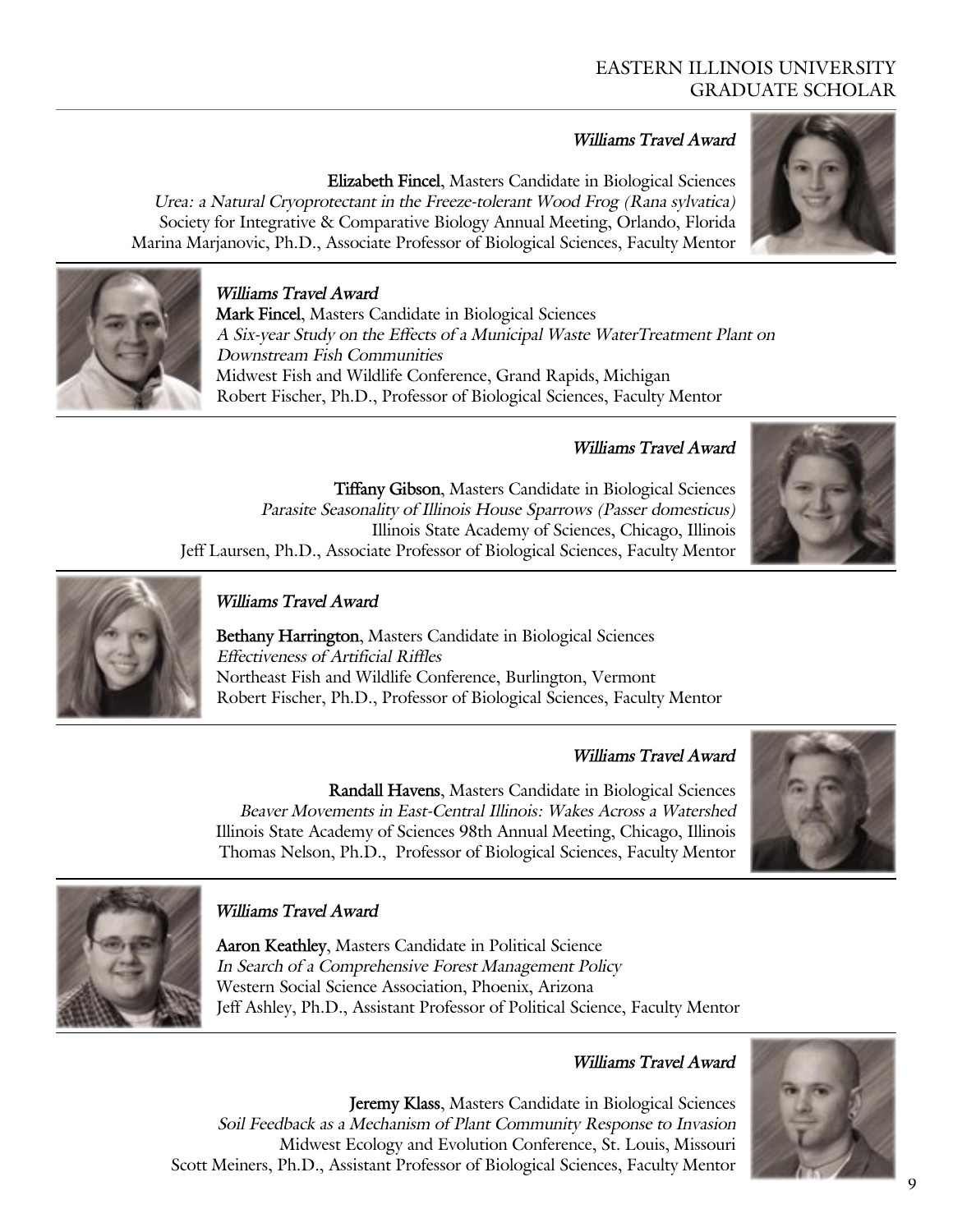*Williams Travel Award*

**Elizabeth Fincel**, Masters Candidate in Biological Sciences
*Urea: a Natural Cryoprotectant in the Freeze-tolerant Wood Frog (Rana sylvatica)*
Society for Integrative & Comparative Biology Annual Meeting, Orlando, Florida
Marina Marjanovic, Ph.D., Associate Professor of Biological Sciences, Faculty Mentor

---

*Williams Travel Award*

**Mark Fincel**, Masters Candidate in Biological Sciences
*A Six-year Study on the Effects of a Municipal Waste WaterTreatment Plant on Downstream Fish Communities*
Midwest Fish and Wildlife Conference, Grand Rapids, Michigan
Robert Fischer, Ph.D., Professor of Biological Sciences, Faculty Mentor

---

*Williams Travel Award*

**Tiffany Gibson**, Masters Candidate in Biological Sciences
*Parasite Seasonality of Illinois House Sparrows (Passer domesticus)*
Illinois State Academy of Sciences, Chicago, Illinois
Jeff Laursen, Ph.D., Associate Professor of Biological Sciences, Faculty Mentor

---

*Williams Travel Award*

**Bethany Harrington**, Masters Candidate in Biological Sciences
*Effectiveness of Artificial Riffles*
Northeast Fish and Wildlife Conference, Burlington, Vermont
Robert Fischer, Ph.D., Professor of Biological Sciences, Faculty Mentor

---

*Williams Travel Award*

**Randall Havens**, Masters Candidate in Biological Sciences
*Beaver Movements in East-Central Illinois: Wakes Across a Watershed*
Illinois State Academy of Sciences 98th Annual Meeting, Chicago, Illinois
Thomas Nelson, Ph.D., Professor of Biological Sciences, Faculty Mentor

---

*Williams Travel Award*

**Aaron Keathley**, Masters Candidate in Political Science
*In Search of a Comprehensive Forest Management Policy*
Western Social Science Association, Phoenix, Arizona
Jeff Ashley, Ph.D., Assistant Professor of Political Science, Faculty Mentor

---

*Williams Travel Award*

**Jeremy Klass**, Masters Candidate in Biological Sciences
*Soil Feedback as a Mechanism of Plant Community Response to Invasion*
Midwest Ecology and Evolution Conference, St. Louis, Missouri
Scott Meiners, Ph.D., Assistant Professor of Biological Sciences, Faculty Mentor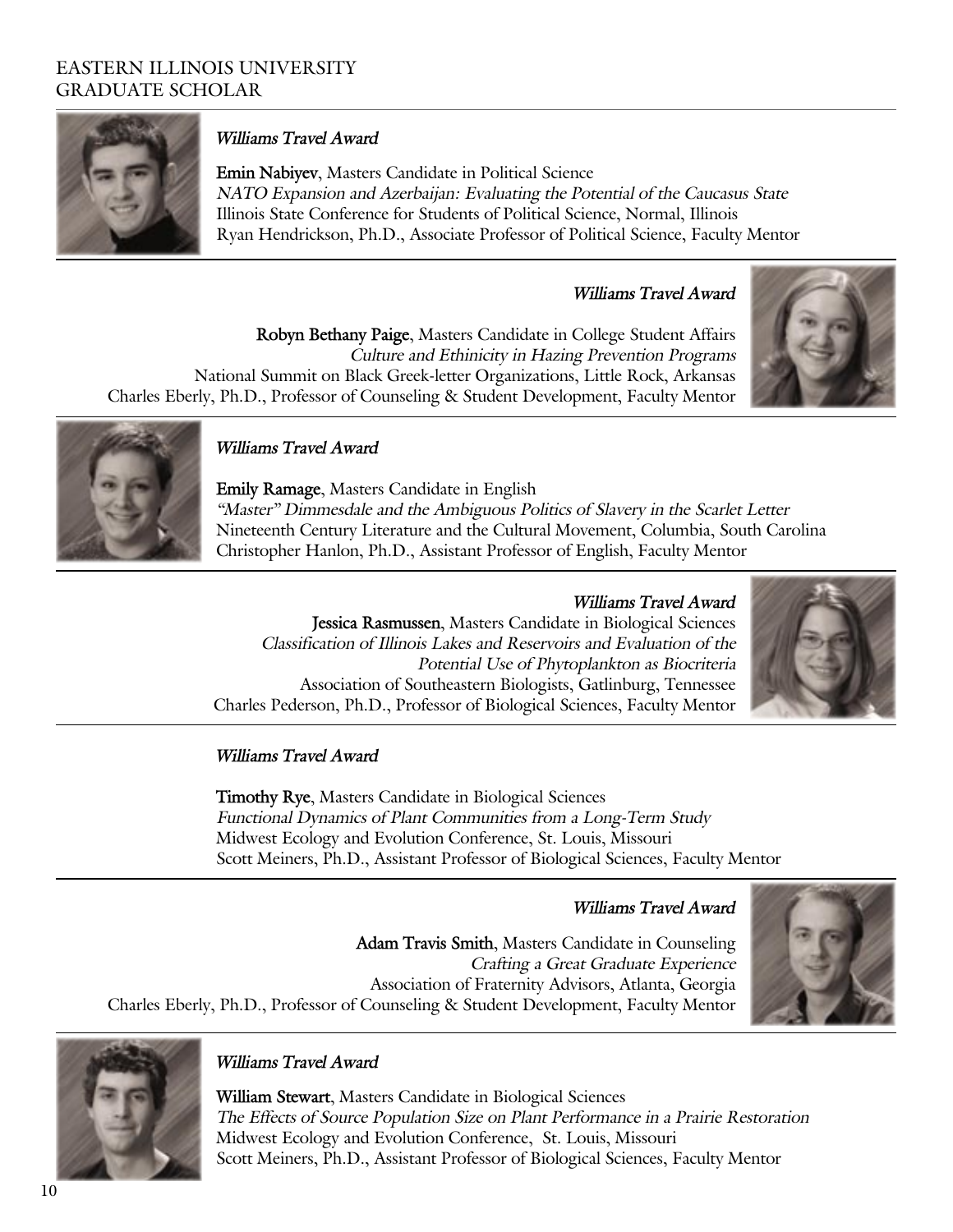*Williams Travel Award*

**Emin Nabiyev**, Masters Candidate in Political Science
*NATO Expansion and Azerbaijan: Evaluating the Potential of the Caucasus State*
Illinois State Conference for Students of Political Science, Normal, Illinois
Ryan Hendrickson, Ph.D., Associate Professor of Political Science, Faculty Mentor

---

*Williams Travel Award*

**Robyn Bethany Paige**, Masters Candidate in College Student Affairs
*Culture and Ethinicity in Hazing Prevention Programs*
National Summit on Black Greek-letter Organizations, Little Rock, Arkansas
Charles Eberly, Ph.D., Professor of Counseling & Student Development, Faculty Mentor

---

*Williams Travel Award*

**Emily Ramage**, Masters Candidate in English
*"Master" Dimmesdale and the Ambiguous Politics of Slavery in the Scarlet Letter*
Nineteenth Century Literature and the Cultural Movement, Columbia, South Carolina
Christopher Hanlon, Ph.D., Assistant Professor of English, Faculty Mentor

---

*Williams Travel Award*

**Jessica Rasmussen**, Masters Candidate in Biological Sciences
*Classification of Illinois Lakes and Reservoirs and Evaluation of the Potential Use of Phytoplankton as Biocriteria*
Association of Southeastern Biologists, Gatlinburg, Tennessee
Charles Pederson, Ph.D., Professor of Biological Sciences, Faculty Mentor

---

*Williams Travel Award*

**Timothy Rye**, Masters Candidate in Biological Sciences
*Functional Dynamics of Plant Communities from a Long-Term Study*
Midwest Ecology and Evolution Conference, St. Louis, Missouri
Scott Meiners, Ph.D., Assistant Professor of Biological Sciences, Faculty Mentor

---

*Williams Travel Award*

**Adam Travis Smith**, Masters Candidate in Counseling
*Crafting a Great Graduate Experience*
Association of Fraternity Advisors, Atlanta, Georgia
Charles Eberly, Ph.D., Professor of Counseling & Student Development, Faculty Mentor

---

*Williams Travel Award*

**William Stewart**, Masters Candidate in Biological Sciences
*The Effects of Source Population Size on Plant Performance in a Prairie Restoration*
Midwest Ecology and Evolution Conference, St. Louis, Missouri
Scott Meiners, Ph.D., Assistant Professor of Biological Sciences, Faculty Mentor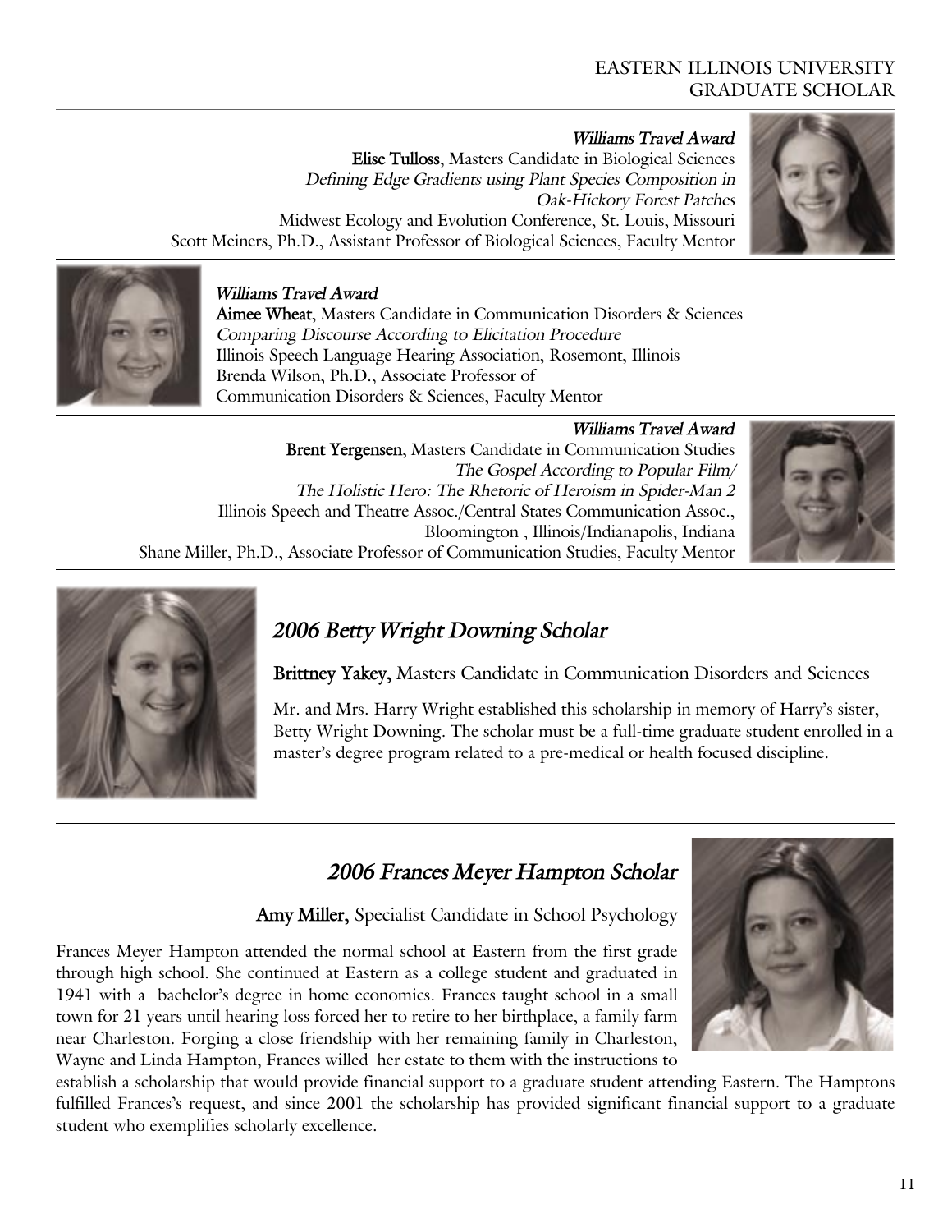*Williams Travel Award*

**Elise Tulloss**, Masters Candidate in Biological Sciences
*Defining Edge Gradients using Plant Species Composition in Oak-Hickory Forest Patches*
Midwest Ecology and Evolution Conference, St. Louis, Missouri
Scott Meiners, Ph.D., Assistant Professor of Biological Sciences, Faculty Mentor

*Williams Travel Award*

**Aimee Wheat**, Masters Candidate in Communication Disorders & Sciences
*Comparing Discourse According to Elicitation Procedure*
Illinois Speech Language Hearing Association, Rosemont, Illinois
Brenda Wilson, Ph.D., Associate Professor of Communication Disorders & Sciences, Faculty Mentor

*Williams Travel Award*

**Brent Yergensen**, Masters Candidate in Communication Studies
*The Gospel According to Popular Film/ The Holistic Hero: The Rhetoric of Heroism in Spider-Man 2*
Illinois Speech and Theatre Assoc./Central States Communication Assoc., Bloomington , Illinois/Indianapolis, Indiana
Shane Miller, Ph.D., Associate Professor of Communication Studies, Faculty Mentor

## *2006 Betty Wright Downing Scholar*

**Brittney Yakey,** Masters Candidate in Communication Disorders and Sciences

Mr. and Mrs. Harry Wright established this scholarship in memory of Harry's sister, Betty Wright Downing. The scholar must be a full-time graduate student enrolled in a master's degree program related to a pre-medical or health focused discipline.

## *2006 Frances Meyer Hampton Scholar*

**Amy Miller,** Specialist Candidate in School Psychology

Frances Meyer Hampton attended the normal school at Eastern from the first grade through high school. She continued at Eastern as a college student and graduated in 1941 with a bachelor's degree in home economics. Frances taught school in a small town for 21 years until hearing loss forced her to retire to her birthplace, a family farm near Charleston. Forging a close friendship with her remaining family in Charleston, Wayne and Linda Hampton, Frances willed her estate to them with the instructions to establish a scholarship that would provide financial support to a graduate student attending Eastern. The Hamptons fulfilled Frances's request, and since 2001 the scholarship has provided significant financial support to a graduate student who exemplifies scholarly excellence.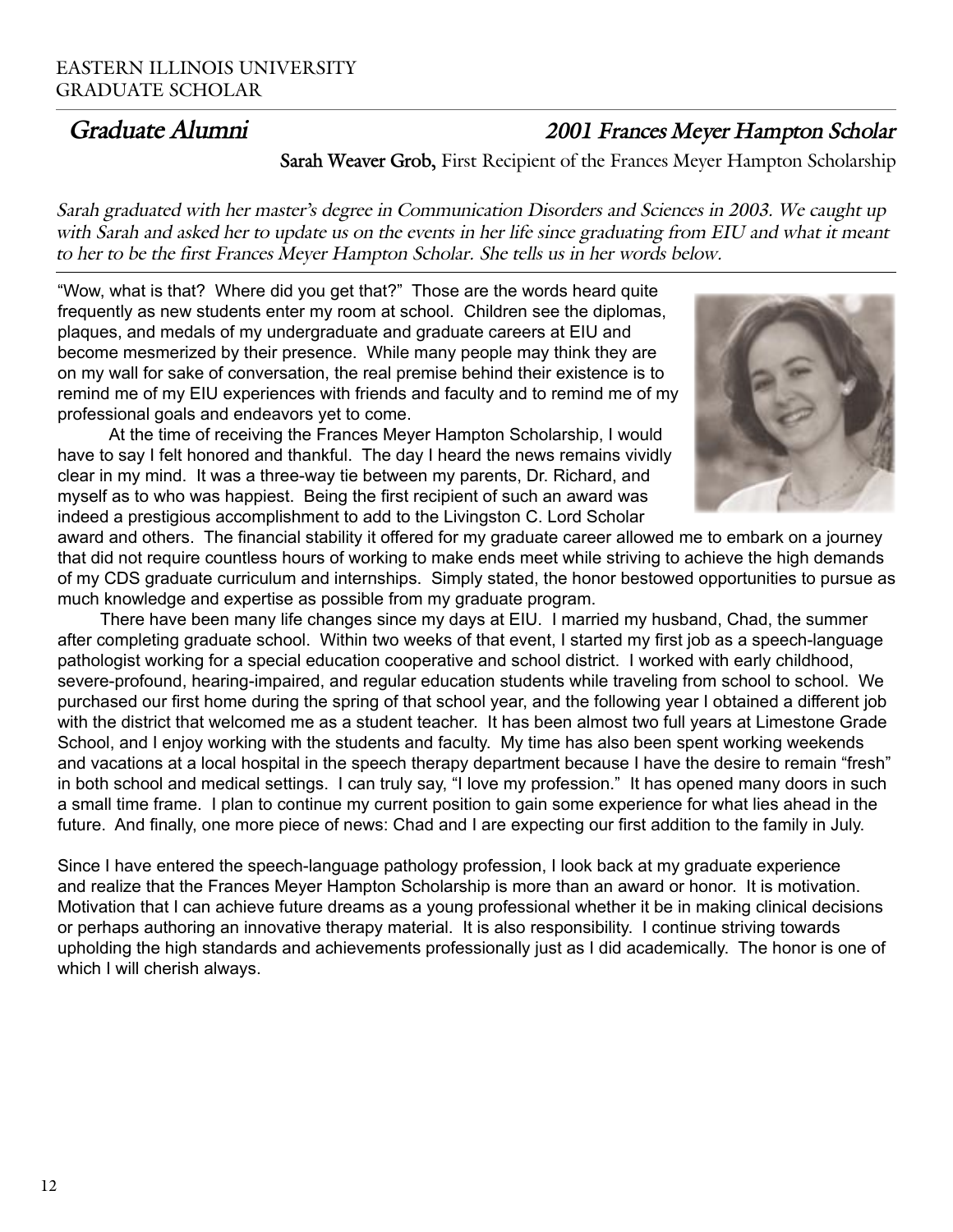## Graduate Alumni

## 2001 Frances Meyer Hampton Scholar

**Sarah Weaver Grob,** First Recipient of the Frances Meyer Hampton Scholarship

*Sarah graduated with her master's degree in Communication Disorders and Sciences in 2003. We caught up with Sarah and asked her to update us on the events in her life since graduating from EIU and what it meant to her to be the first Frances Meyer Hampton Scholar. She tells us in her words below.*

"Wow, what is that? Where did you get that?" Those are the words heard quite frequently as new students enter my room at school. Children see the diplomas, plaques, and medals of my undergraduate and graduate careers at EIU and become mesmerized by their presence. While many people may think they are on my wall for sake of conversation, the real premise behind their existence is to remind me of my EIU experiences with friends and faculty and to remind me of my professional goals and endeavors yet to come.

At the time of receiving the Frances Meyer Hampton Scholarship, I would have to say I felt honored and thankful. The day I heard the news remains vividly clear in my mind. It was a three-way tie between my parents, Dr. Richard, and myself as to who was happiest. Being the first recipient of such an award was indeed a prestigious accomplishment to add to the Livingston C. Lord Scholar award and others. The financial stability it offered for my graduate career allowed me to embark on a journey that did not require countless hours of working to make ends meet while striving to achieve the high demands of my CDS graduate curriculum and internships. Simply stated, the honor bestowed opportunities to pursue as much knowledge and expertise as possible from my graduate program.

There have been many life changes since my days at EIU. I married my husband, Chad, the summer after completing graduate school. Within two weeks of that event, I started my first job as a speech-language pathologist working for a special education cooperative and school district. I worked with early childhood, severe-profound, hearing-impaired, and regular education students while traveling from school to school. We purchased our first home during the spring of that school year, and the following year I obtained a different job with the district that welcomed me as a student teacher. It has been almost two full years at Limestone Grade School, and I enjoy working with the students and faculty. My time has also been spent working weekends and vacations at a local hospital in the speech therapy department because I have the desire to remain "fresh" in both school and medical settings. I can truly say, "I love my profession." It has opened many doors in such a small time frame. I plan to continue my current position to gain some experience for what lies ahead in the future. And finally, one more piece of news: Chad and I are expecting our first addition to the family in July.

Since I have entered the speech-language pathology profession, I look back at my graduate experience and realize that the Frances Meyer Hampton Scholarship is more than an award or honor. It is motivation. Motivation that I can achieve future dreams as a young professional whether it be in making clinical decisions or perhaps authoring an innovative therapy material. It is also responsibility. I continue striving towards upholding the high standards and achievements professionally just as I did academically. The honor is one of which I will cherish always.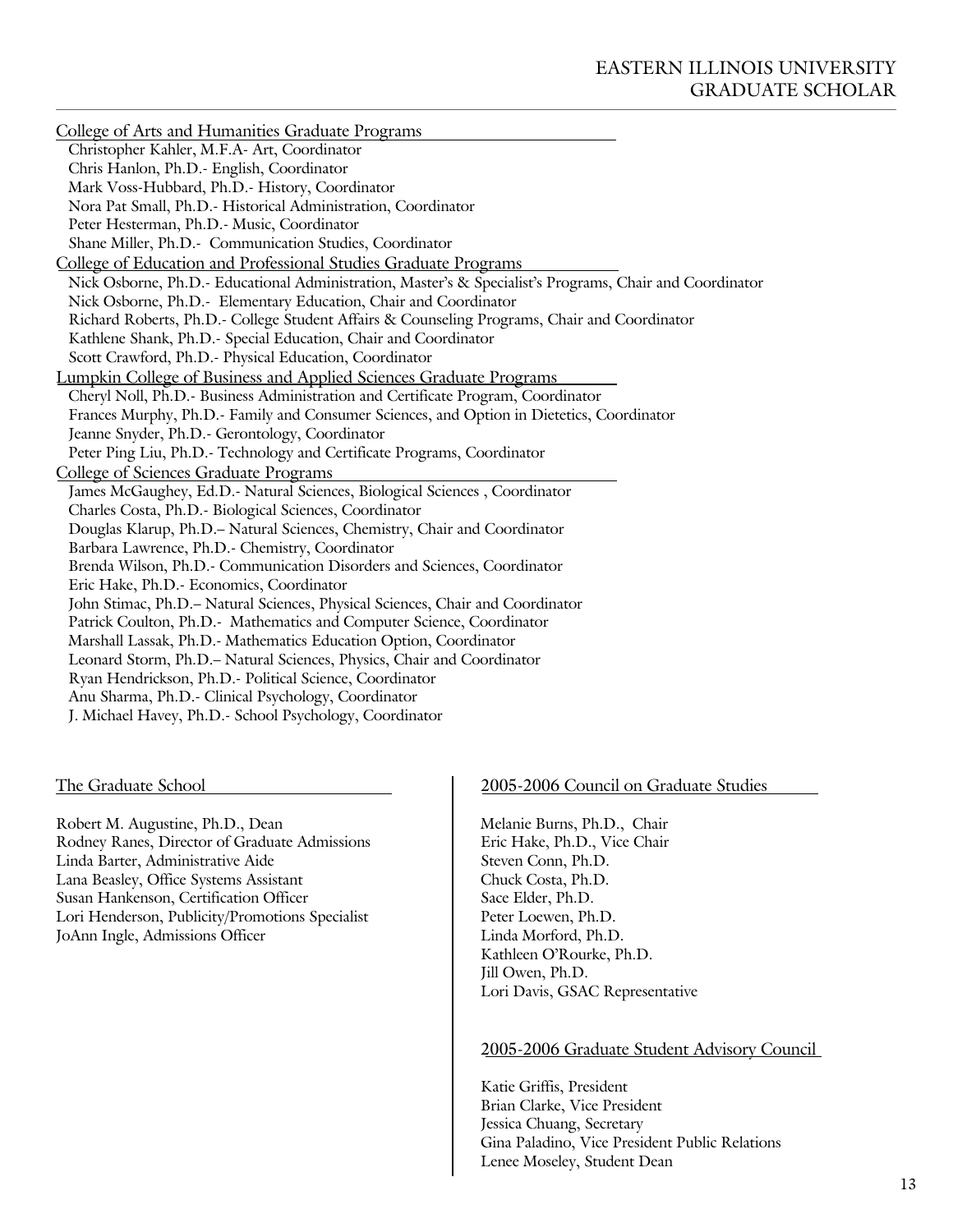## College of Arts and Humanities Graduate Programs

Christopher Kahler, M.F.A- Art, Coordinator
Chris Hanlon, Ph.D.- English, Coordinator
Mark Voss-Hubbard, Ph.D.- History, Coordinator
Nora Pat Small, Ph.D.- Historical Administration, Coordinator
Peter Hesterman, Ph.D.- Music, Coordinator
Shane Miller, Ph.D.- Communication Studies, Coordinator

## College of Education and Professional Studies Graduate Programs

Nick Osborne, Ph.D.- Educational Administration, Master's & Specialist's Programs, Chair and Coordinator
Nick Osborne, Ph.D.- Elementary Education, Chair and Coordinator
Richard Roberts, Ph.D.- College Student Affairs & Counseling Programs, Chair and Coordinator
Kathlene Shank, Ph.D.- Special Education, Chair and Coordinator
Scott Crawford, Ph.D.- Physical Education, Coordinator

## Lumpkin College of Business and Applied Sciences Graduate Programs

Cheryl Noll, Ph.D.– Business Administration and Certificate Program, Coordinator
Frances Murphy, Ph.D.- Family and Consumer Sciences, and Option in Dietetics, Coordinator
Jeanne Snyder, Ph.D.- Gerontology, Coordinator
Peter Ping Liu, Ph.D.- Technology and Certificate Programs, Coordinator

## College of Sciences Graduate Programs

James McGaughey, Ed.D.- Natural Sciences, Biological Sciences , Coordinator
Charles Costa, Ph.D.- Biological Sciences, Coordinator
Douglas Klarup, Ph.D.– Natural Sciences, Chemistry, Chair and Coordinator
Barbara Lawrence, Ph.D.- Chemistry, Coordinator
Brenda Wilson, Ph.D.- Communication Disorders and Sciences, Coordinator
Eric Hake, Ph.D.- Economics, Coordinator
John Stimac, Ph.D.– Natural Sciences, Physical Sciences, Chair and Coordinator
Patrick Coulton, Ph.D.- Mathematics and Computer Science, Coordinator
Marshall Lassak, Ph.D.- Mathematics Education Option, Coordinator
Leonard Storm, Ph.D.– Natural Sciences, Physics, Chair and Coordinator
Ryan Hendrickson, Ph.D.- Political Science, Coordinator
Anu Sharma, Ph.D.- Clinical Psychology, Coordinator
J. Michael Havey, Ph.D.- School Psychology, Coordinator

## The Graduate School

Robert M. Augustine, Ph.D., Dean
Rodney Ranes, Director of Graduate Admissions
Linda Barter, Administrative Aide
Lana Beasley, Office Systems Assistant
Susan Hankenson, Certification Officer
Lori Henderson, Publicity/Promotions Specialist
JoAnn Ingle, Admissions Officer

## 2005-2006 Council on Graduate Studies

Melanie Burns, Ph.D., Chair
Eric Hake, Ph.D., Vice Chair
Steven Conn, Ph.D.
Chuck Costa, Ph.D.
Sace Elder, Ph.D.
Peter Loewen, Ph.D.
Linda Morford, Ph.D.
Kathleen O'Rourke, Ph.D.
Jill Owen, Ph.D.
Lori Davis, GSAC Representative

## 2005-2006 Graduate Student Advisory Council

Katie Griffis, President
Brian Clarke, Vice President
Jessica Chuang, Secretary
Gina Paladino, Vice President Public Relations
Lenee Moseley, Student Dean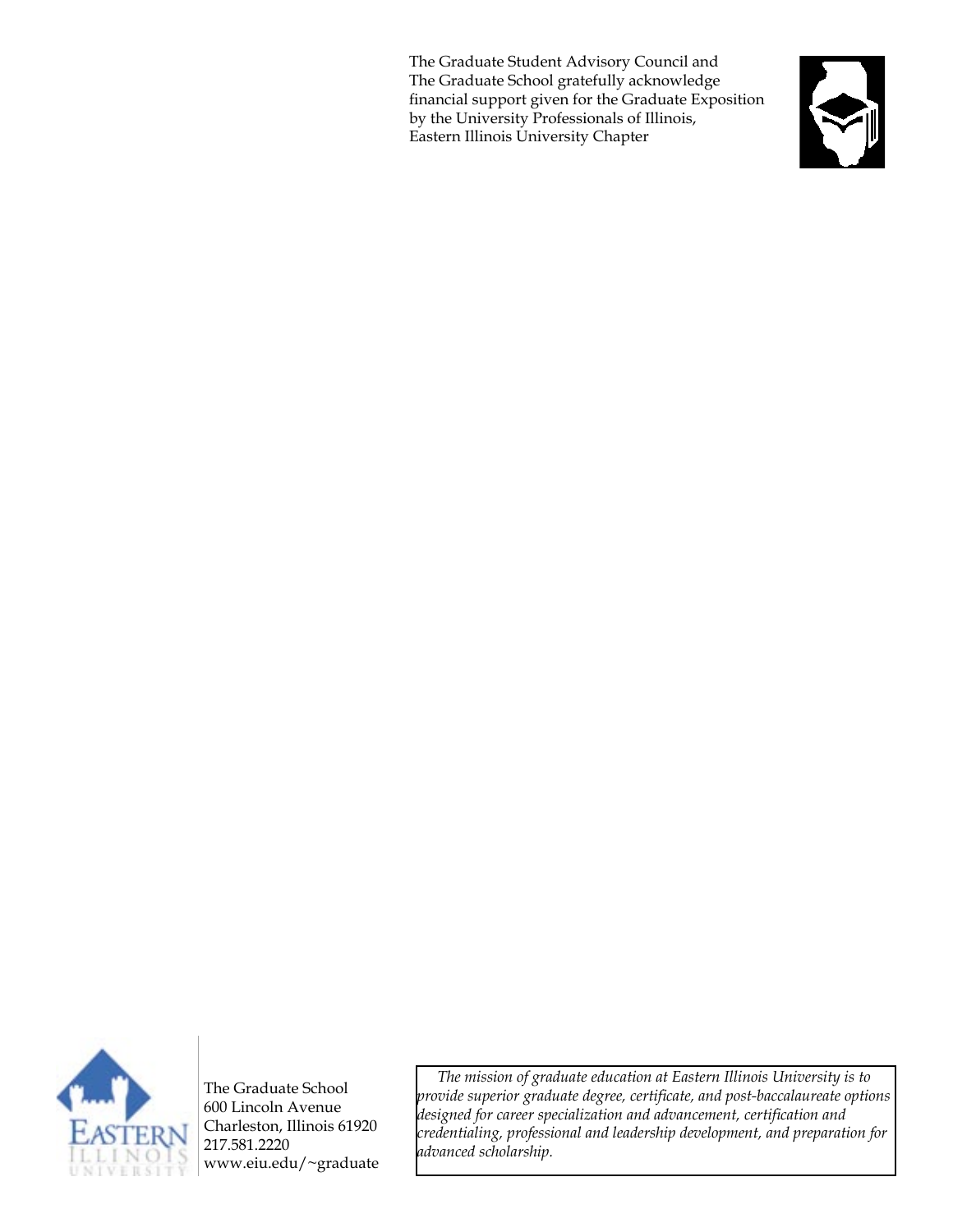The Graduate Student Advisory Council and
The Graduate School gratefully acknowledge
financial support given for the Graduate Exposition
by the University Professionals of Illinois,
Eastern Illinois University Chapter

The Graduate School
600 Lincoln Avenue
Charleston, Illinois 61920
217.581.2220
www.eiu.edu/~graduate

*The mission of graduate education at Eastern Illinois University is to provide superior graduate degree, certificate, and post-baccalaureate options designed for career specialization and advancement, certification and credentialing, professional and leadership development, and preparation for advanced scholarship.*